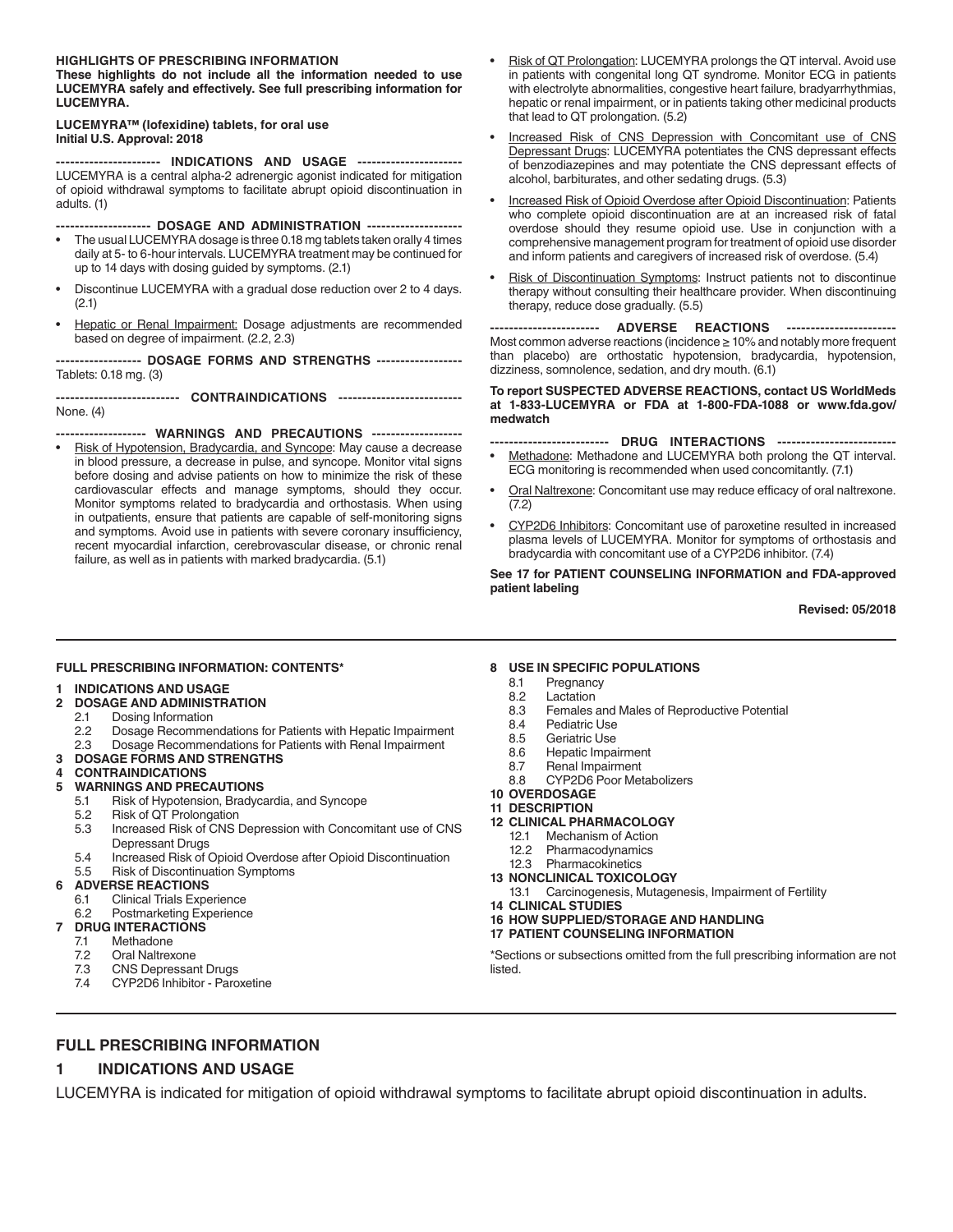**HIGHLIGHTS OF PRESCRIBING INFORMATION**

**These highlights do not include all the information needed to use LUCEMYRA safely and effectively. See full prescribing information for LUCEMYRA.**

**LUCEMYRA™ (lofexidine) tablets, for oral use**
**Initial U.S. Approval: 2018**

**---------------------- INDICATIONS AND USAGE ----------------------**

LUCEMYRA is a central alpha-2 adrenergic agonist indicated for mitigation of opioid withdrawal symptoms to facilitate abrupt opioid discontinuation in adults. (1)

**-------------------- DOSAGE AND ADMINISTRATION --------------------**

- The usual LUCEMYRA dosage is three 0.18 mg tablets taken orally 4 times daily at 5- to 6-hour intervals. LUCEMYRA treatment may be continued for up to 14 days with dosing guided by symptoms. (2.1)
- Discontinue LUCEMYRA with a gradual dose reduction over 2 to 4 days. (2.1)
- Hepatic or Renal Impairment: Dosage adjustments are recommended based on degree of impairment. (2.2, 2.3)

**------------------ DOSAGE FORMS AND STRENGTHS ------------------**

Tablets: 0.18 mg. (3)

**------------------------- CONTRAINDICATIONS -------------------------**

None. (4)

**------------------- WARNINGS AND PRECAUTIONS -------------------**

- Risk of Hypotension, Bradycardia, and Syncope: May cause a decrease in blood pressure, a decrease in pulse, and syncope. Monitor vital signs before dosing and advise patients on how to minimize the risk of these cardiovascular effects and manage symptoms, should they occur. Monitor symptoms related to bradycardia and orthostasis. When using in outpatients, ensure that patients are capable of self-monitoring signs and symptoms. Avoid use in patients with severe coronary insufficiency, recent myocardial infarction, cerebrovascular disease, or chronic renal failure, as well as in patients with marked bradycardia. (5.1)
- Risk of QT Prolongation: LUCEMYRA prolongs the QT interval. Avoid use in patients with congenital long QT syndrome. Monitor ECG in patients with electrolyte abnormalities, congestive heart failure, bradyarrhythmias, hepatic or renal impairment, or in patients taking other medicinal products that lead to QT prolongation. (5.2)
- Increased Risk of CNS Depression with Concomitant use of CNS Depressant Drugs: LUCEMYRA potentiates the CNS depressant effects of benzodiazepines and may potentiate the CNS depressant effects of alcohol, barbiturates, and other sedating drugs. (5.3)
- Increased Risk of Opioid Overdose after Opioid Discontinuation: Patients who complete opioid discontinuation are at an increased risk of fatal overdose should they resume opioid use. Use in conjunction with a comprehensive management program for treatment of opioid use disorder and inform patients and caregivers of increased risk of overdose. (5.4)
- Risk of Discontinuation Symptoms: Instruct patients not to discontinue therapy without consulting their healthcare provider. When discontinuing therapy, reduce dose gradually. (5.5)

**---------------------- ADVERSE REACTIONS ----------------------**

Most common adverse reactions (incidence ≥ 10% and notably more frequent than placebo) are orthostatic hypotension, bradycardia, hypotension, dizziness, somnolence, sedation, and dry mouth. (6.1)

**To report SUSPECTED ADVERSE REACTIONS, contact US WorldMeds at 1-833-LUCEMYRA or FDA at 1-800-FDA-1088 or www.fda.gov/medwatch**

**------------------------ DRUG INTERACTIONS ------------------------**

- Methadone: Methadone and LUCEMYRA both prolong the QT interval. ECG monitoring is recommended when used concomitantly. (7.1)
- Oral Naltrexone: Concomitant use may reduce efficacy of oral naltrexone. (7.2)
- CYP2D6 Inhibitors: Concomitant use of paroxetine resulted in increased plasma levels of LUCEMYRA. Monitor for symptoms of orthostasis and bradycardia with concomitant use of a CYP2D6 inhibitor. (7.4)

**See 17 for PATIENT COUNSELING INFORMATION and FDA-approved patient labeling**

**Revised: 05/2018**

---

**FULL PRESCRIBING INFORMATION: CONTENTS***

**1 INDICATIONS AND USAGE**
**2 DOSAGE AND ADMINISTRATION**
- 2.1 Dosing Information
- 2.2 Dosage Recommendations for Patients with Hepatic Impairment
- 2.3 Dosage Recommendations for Patients with Renal Impairment

**3 DOSAGE FORMS AND STRENGTHS**
**4 CONTRAINDICATIONS**
**5 WARNINGS AND PRECAUTIONS**
- 5.1 Risk of Hypotension, Bradycardia, and Syncope
- 5.2 Risk of QT Prolongation
- 5.3 Increased Risk of CNS Depression with Concomitant use of CNS Depressant Drugs
- 5.4 Increased Risk of Opioid Overdose after Opioid Discontinuation
- 5.5 Risk of Discontinuation Symptoms

**6 ADVERSE REACTIONS**
- 6.1 Clinical Trials Experience
- 6.2 Postmarketing Experience

**7 DRUG INTERACTIONS**
- 7.1 Methadone
- 7.2 Oral Naltrexone
- 7.3 CNS Depressant Drugs
- 7.4 CYP2D6 Inhibitor - Paroxetine

**8 USE IN SPECIFIC POPULATIONS**
- 8.1 Pregnancy
- 8.2 Lactation
- 8.3 Females and Males of Reproductive Potential
- 8.4 Pediatric Use
- 8.5 Geriatric Use
- 8.6 Hepatic Impairment
- 8.7 Renal Impairment
- 8.8 CYP2D6 Poor Metabolizers

**10 OVERDOSAGE**
**11 DESCRIPTION**
**12 CLINICAL PHARMACOLOGY**
- 12.1 Mechanism of Action
- 12.2 Pharmacodynamics
- 12.3 Pharmacokinetics

**13 NONCLINICAL TOXICOLOGY**
- 13.1 Carcinogenesis, Mutagenesis, Impairment of Fertility

**14 CLINICAL STUDIES**
**16 HOW SUPPLIED/STORAGE AND HANDLING**
**17 PATIENT COUNSELING INFORMATION**

*Sections or subsections omitted from the full prescribing information are not listed.

---

## FULL PRESCRIBING INFORMATION

## 1 INDICATIONS AND USAGE

LUCEMYRA is indicated for mitigation of opioid withdrawal symptoms to facilitate abrupt opioid discontinuation in adults.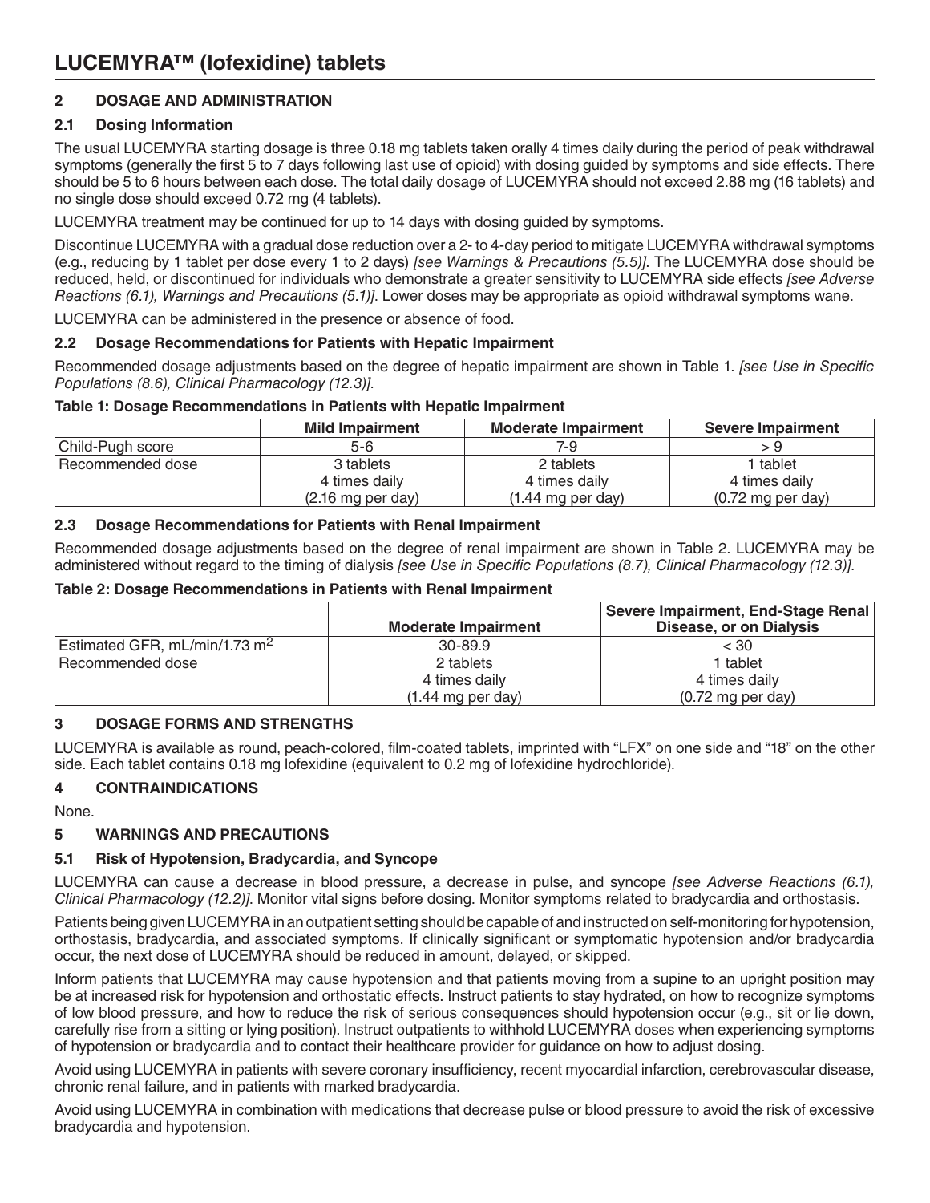# LUCEMYRA™ (lofexidine) tablets

## 2 DOSAGE AND ADMINISTRATION

### 2.1 Dosing Information

The usual LUCEMYRA starting dosage is three 0.18 mg tablets taken orally 4 times daily during the period of peak withdrawal symptoms (generally the first 5 to 7 days following last use of opioid) with dosing guided by symptoms and side effects. There should be 5 to 6 hours between each dose. The total daily dosage of LUCEMYRA should not exceed 2.88 mg (16 tablets) and no single dose should exceed 0.72 mg (4 tablets).

LUCEMYRA treatment may be continued for up to 14 days with dosing guided by symptoms.

Discontinue LUCEMYRA with a gradual dose reduction over a 2- to 4-day period to mitigate LUCEMYRA withdrawal symptoms (e.g., reducing by 1 tablet per dose every 1 to 2 days) *[see Warnings & Precautions (5.5)]*. The LUCEMYRA dose should be reduced, held, or discontinued for individuals who demonstrate a greater sensitivity to LUCEMYRA side effects *[see Adverse Reactions (6.1), Warnings and Precautions (5.1)]*. Lower doses may be appropriate as opioid withdrawal symptoms wane.

LUCEMYRA can be administered in the presence or absence of food.

### 2.2 Dosage Recommendations for Patients with Hepatic Impairment

Recommended dosage adjustments based on the degree of hepatic impairment are shown in Table 1. *[see Use in Specific Populations (8.6), Clinical Pharmacology (12.3)]*.

**Table 1: Dosage Recommendations in Patients with Hepatic Impairment**

| | Mild Impairment | Moderate Impairment | Severe Impairment |
|---|---|---|---|
| Child-Pugh score | 5-6 | 7-9 | > 9 |
| Recommended dose | 3 tablets<br>4 times daily<br>(2.16 mg per day) | 2 tablets<br>4 times daily<br>(1.44 mg per day) | 1 tablet<br>4 times daily<br>(0.72 mg per day) |

### 2.3 Dosage Recommendations for Patients with Renal Impairment

Recommended dosage adjustments based on the degree of renal impairment are shown in Table 2. LUCEMYRA may be administered without regard to the timing of dialysis *[see Use in Specific Populations (8.7), Clinical Pharmacology (12.3)]*.

**Table 2: Dosage Recommendations in Patients with Renal Impairment**

| | Moderate Impairment | Severe Impairment, End-Stage Renal Disease, or on Dialysis |
|---|---|---|
| Estimated GFR, mL/min/1.73 $m^2$ | 30-89.9 | < 30 |
| Recommended dose | 2 tablets<br>4 times daily<br>(1.44 mg per day) | 1 tablet<br>4 times daily<br>(0.72 mg per day) |

## 3 DOSAGE FORMS AND STRENGTHS

LUCEMYRA is available as round, peach-colored, film-coated tablets, imprinted with "LFX" on one side and "18" on the other side. Each tablet contains 0.18 mg lofexidine (equivalent to 0.2 mg of lofexidine hydrochloride).

## 4 CONTRAINDICATIONS

None.

## 5 WARNINGS AND PRECAUTIONS

### 5.1 Risk of Hypotension, Bradycardia, and Syncope

LUCEMYRA can cause a decrease in blood pressure, a decrease in pulse, and syncope *[see Adverse Reactions (6.1), Clinical Pharmacology (12.2)]*. Monitor vital signs before dosing. Monitor symptoms related to bradycardia and orthostasis.

Patients being given LUCEMYRA in an outpatient setting should be capable of and instructed on self-monitoring for hypotension, orthostasis, bradycardia, and associated symptoms. If clinically significant or symptomatic hypotension and/or bradycardia occur, the next dose of LUCEMYRA should be reduced in amount, delayed, or skipped.

Inform patients that LUCEMYRA may cause hypotension and that patients moving from a supine to an upright position may be at increased risk for hypotension and orthostatic effects. Instruct patients to stay hydrated, on how to recognize symptoms of low blood pressure, and how to reduce the risk of serious consequences should hypotension occur (e.g., sit or lie down, carefully rise from a sitting or lying position). Instruct outpatients to withhold LUCEMYRA doses when experiencing symptoms of hypotension or bradycardia and to contact their healthcare provider for guidance on how to adjust dosing.

Avoid using LUCEMYRA in patients with severe coronary insufficiency, recent myocardial infarction, cerebrovascular disease, chronic renal failure, and in patients with marked bradycardia.

Avoid using LUCEMYRA in combination with medications that decrease pulse or blood pressure to avoid the risk of excessive bradycardia and hypotension.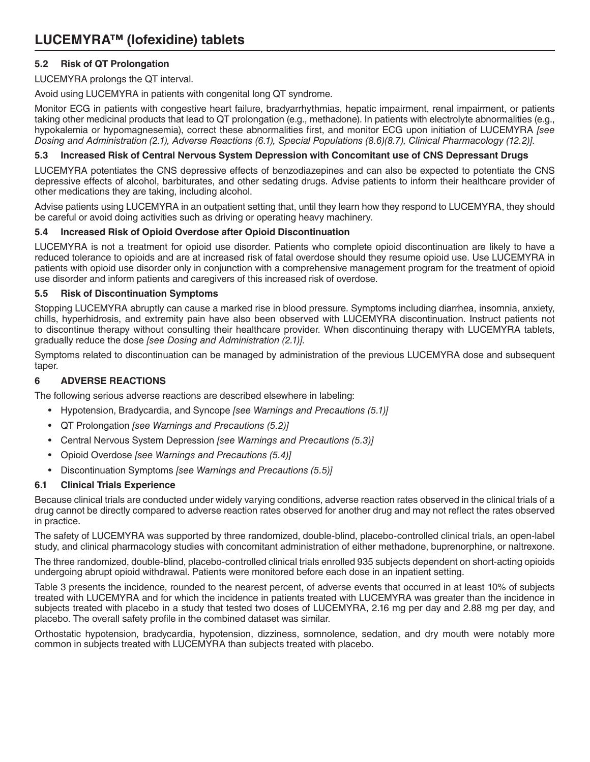### 5.2 Risk of QT Prolongation

LUCEMYRA prolongs the QT interval.

Avoid using LUCEMYRA in patients with congenital long QT syndrome.

Monitor ECG in patients with congestive heart failure, bradyarrhythmias, hepatic impairment, renal impairment, or patients taking other medicinal products that lead to QT prolongation (e.g., methadone). In patients with electrolyte abnormalities (e.g., hypokalemia or hypomagnesemia), correct these abnormalities first, and monitor ECG upon initiation of LUCEMYRA *[see Dosing and Administration (2.1), Adverse Reactions (6.1), Special Populations (8.6)(8.7), Clinical Pharmacology (12.2)]*.

### 5.3 Increased Risk of Central Nervous System Depression with Concomitant use of CNS Depressant Drugs

LUCEMYRA potentiates the CNS depressive effects of benzodiazepines and can also be expected to potentiate the CNS depressive effects of alcohol, barbiturates, and other sedating drugs. Advise patients to inform their healthcare provider of other medications they are taking, including alcohol.

Advise patients using LUCEMYRA in an outpatient setting that, until they learn how they respond to LUCEMYRA, they should be careful or avoid doing activities such as driving or operating heavy machinery.

### 5.4 Increased Risk of Opioid Overdose after Opioid Discontinuation

LUCEMYRA is not a treatment for opioid use disorder. Patients who complete opioid discontinuation are likely to have a reduced tolerance to opioids and are at increased risk of fatal overdose should they resume opioid use. Use LUCEMYRA in patients with opioid use disorder only in conjunction with a comprehensive management program for the treatment of opioid use disorder and inform patients and caregivers of this increased risk of overdose.

### 5.5 Risk of Discontinuation Symptoms

Stopping LUCEMYRA abruptly can cause a marked rise in blood pressure. Symptoms including diarrhea, insomnia, anxiety, chills, hyperhidrosis, and extremity pain have also been observed with LUCEMYRA discontinuation. Instruct patients not to discontinue therapy without consulting their healthcare provider. When discontinuing therapy with LUCEMYRA tablets, gradually reduce the dose *[see Dosing and Administration (2.1)]*.

Symptoms related to discontinuation can be managed by administration of the previous LUCEMYRA dose and subsequent taper.

## 6 ADVERSE REACTIONS

The following serious adverse reactions are described elsewhere in labeling:

- Hypotension, Bradycardia, and Syncope *[see Warnings and Precautions (5.1)]*
- QT Prolongation *[see Warnings and Precautions (5.2)]*
- Central Nervous System Depression *[see Warnings and Precautions (5.3)]*
- Opioid Overdose *[see Warnings and Precautions (5.4)]*
- Discontinuation Symptoms *[see Warnings and Precautions (5.5)]*

### 6.1 Clinical Trials Experience

Because clinical trials are conducted under widely varying conditions, adverse reaction rates observed in the clinical trials of a drug cannot be directly compared to adverse reaction rates observed for another drug and may not reflect the rates observed in practice.

The safety of LUCEMYRA was supported by three randomized, double-blind, placebo-controlled clinical trials, an open-label study, and clinical pharmacology studies with concomitant administration of either methadone, buprenorphine, or naltrexone.

The three randomized, double-blind, placebo-controlled clinical trials enrolled 935 subjects dependent on short-acting opioids undergoing abrupt opioid withdrawal. Patients were monitored before each dose in an inpatient setting.

Table 3 presents the incidence, rounded to the nearest percent, of adverse events that occurred in at least 10% of subjects treated with LUCEMYRA and for which the incidence in patients treated with LUCEMYRA was greater than the incidence in subjects treated with placebo in a study that tested two doses of LUCEMYRA, 2.16 mg per day and 2.88 mg per day, and placebo. The overall safety profile in the combined dataset was similar.

Orthostatic hypotension, bradycardia, hypotension, dizziness, somnolence, sedation, and dry mouth were notably more common in subjects treated with LUCEMYRA than subjects treated with placebo.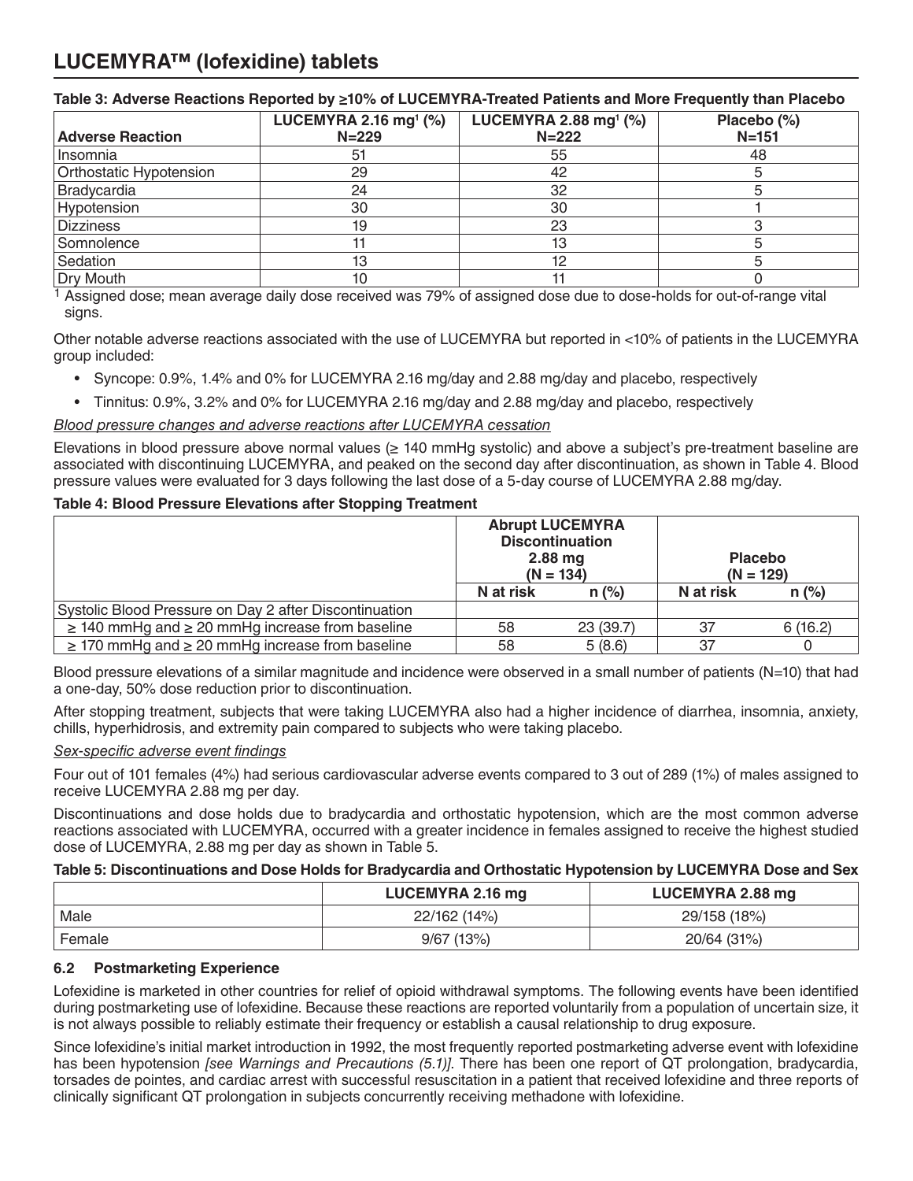# LUCEMYRA™ (lofexidine) tablets

**Table 3: Adverse Reactions Reported by ≥10% of LUCEMYRA-Treated Patients and More Frequently than Placebo**

| Adverse Reaction | LUCEMYRA 2.16 mg[1] (%) N=229 | LUCEMYRA 2.88 mg[1] (%) N=222 | Placebo (%) N=151 |
|---|---|---|---|
| Insomnia | 51 | 55 | 48 |
| Orthostatic Hypotension | 29 | 42 | 5 |
| Bradycardia | 24 | 32 | 5 |
| Hypotension | 30 | 30 | 1 |
| Dizziness | 19 | 23 | 3 |
| Somnolence | 11 | 13 | 5 |
| Sedation | 13 | 12 | 5 |
| Dry Mouth | 10 | 11 | 0 |

[1] Assigned dose; mean average daily dose received was 79% of assigned dose due to dose-holds for out-of-range vital signs.

Other notable adverse reactions associated with the use of LUCEMYRA but reported in <10% of patients in the LUCEMYRA group included:

- Syncope: 0.9%, 1.4% and 0% for LUCEMYRA 2.16 mg/day and 2.88 mg/day and placebo, respectively
- Tinnitus: 0.9%, 3.2% and 0% for LUCEMYRA 2.16 mg/day and 2.88 mg/day and placebo, respectively

*Blood pressure changes and adverse reactions after LUCEMYRA cessation*

Elevations in blood pressure above normal values (≥ 140 mmHg systolic) and above a subject's pre-treatment baseline are associated with discontinuing LUCEMYRA, and peaked on the second day after discontinuation, as shown in Table 4. Blood pressure values were evaluated for 3 days following the last dose of a 5-day course of LUCEMYRA 2.88 mg/day.

**Table 4: Blood Pressure Elevations after Stopping Treatment**

| | Abrupt LUCEMYRA Discontinuation 2.88 mg (N = 134) | | Placebo (N = 129) | |
|---|---|---|---|---|
| | N at risk | n (%) | N at risk | n (%) |
| Systolic Blood Pressure on Day 2 after Discontinuation | | | | |
| ≥ 140 mmHg and ≥ 20 mmHg increase from baseline | 58 | 23 (39.7) | 37 | 6 (16.2) |
| ≥ 170 mmHg and ≥ 20 mmHg increase from baseline | 58 | 5 (8.6) | 37 | 0 |

Blood pressure elevations of a similar magnitude and incidence were observed in a small number of patients (N=10) that had a one-day, 50% dose reduction prior to discontinuation.

After stopping treatment, subjects that were taking LUCEMYRA also had a higher incidence of diarrhea, insomnia, anxiety, chills, hyperhidrosis, and extremity pain compared to subjects who were taking placebo.

*Sex-specific adverse event findings*

Four out of 101 females (4%) had serious cardiovascular adverse events compared to 3 out of 289 (1%) of males assigned to receive LUCEMYRA 2.88 mg per day.

Discontinuations and dose holds due to bradycardia and orthostatic hypotension, which are the most common adverse reactions associated with LUCEMYRA, occurred with a greater incidence in females assigned to receive the highest studied dose of LUCEMYRA, 2.88 mg per day as shown in Table 5.

**Table 5: Discontinuations and Dose Holds for Bradycardia and Orthostatic Hypotension by LUCEMYRA Dose and Sex**

| | LUCEMYRA 2.16 mg | LUCEMYRA 2.88 mg |
|---|---|---|
| Male | 22/162 (14%) | 29/158 (18%) |
| Female | 9/67 (13%) | 20/64 (31%) |

### 6.2 Postmarketing Experience

Lofexidine is marketed in other countries for relief of opioid withdrawal symptoms. The following events have been identified during postmarketing use of lofexidine. Because these reactions are reported voluntarily from a population of uncertain size, it is not always possible to reliably estimate their frequency or establish a causal relationship to drug exposure.

Since lofexidine's initial market introduction in 1992, the most frequently reported postmarketing adverse event with lofexidine has been hypotension *[see Warnings and Precautions (5.1)]*. There has been one report of QT prolongation, bradycardia, torsades de pointes, and cardiac arrest with successful resuscitation in a patient that received lofexidine and three reports of clinically significant QT prolongation in subjects concurrently receiving methadone with lofexidine.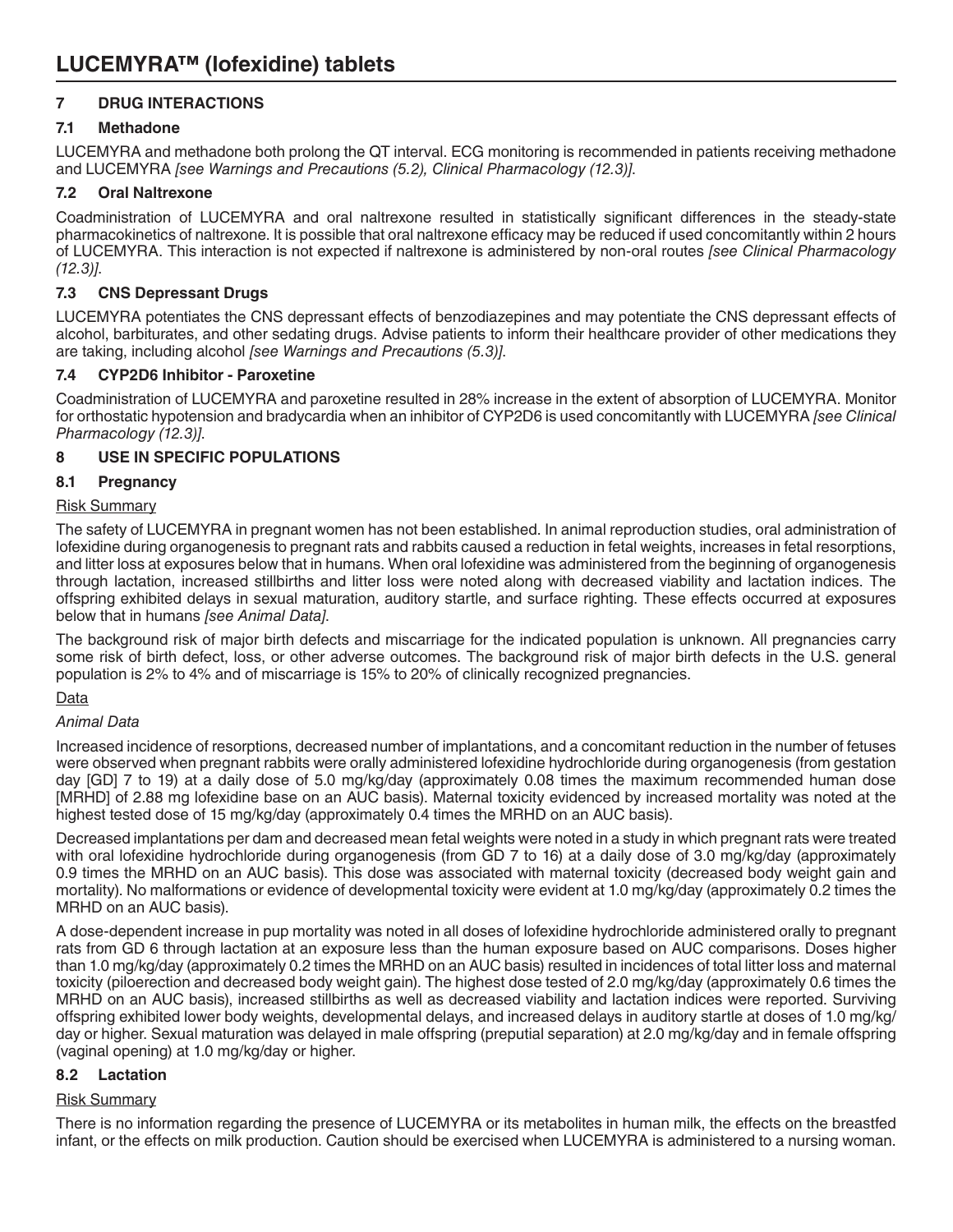## 7 DRUG INTERACTIONS

### 7.1 Methadone

LUCEMYRA and methadone both prolong the QT interval. ECG monitoring is recommended in patients receiving methadone and LUCEMYRA *[see Warnings and Precautions (5.2), Clinical Pharmacology (12.3)]*.

### 7.2 Oral Naltrexone

Coadministration of LUCEMYRA and oral naltrexone resulted in statistically significant differences in the steady-state pharmacokinetics of naltrexone. It is possible that oral naltrexone efficacy may be reduced if used concomitantly within 2 hours of LUCEMYRA. This interaction is not expected if naltrexone is administered by non-oral routes *[see Clinical Pharmacology (12.3)]*.

### 7.3 CNS Depressant Drugs

LUCEMYRA potentiates the CNS depressant effects of benzodiazepines and may potentiate the CNS depressant effects of alcohol, barbiturates, and other sedating drugs. Advise patients to inform their healthcare provider of other medications they are taking, including alcohol *[see Warnings and Precautions (5.3)]*.

### 7.4 CYP2D6 Inhibitor - Paroxetine

Coadministration of LUCEMYRA and paroxetine resulted in 28% increase in the extent of absorption of LUCEMYRA. Monitor for orthostatic hypotension and bradycardia when an inhibitor of CYP2D6 is used concomitantly with LUCEMYRA *[see Clinical Pharmacology (12.3)]*.

## 8 USE IN SPECIFIC POPULATIONS

### 8.1 Pregnancy

Risk Summary

The safety of LUCEMYRA in pregnant women has not been established. In animal reproduction studies, oral administration of lofexidine during organogenesis to pregnant rats and rabbits caused a reduction in fetal weights, increases in fetal resorptions, and litter loss at exposures below that in humans. When oral lofexidine was administered from the beginning of organogenesis through lactation, increased stillbirths and litter loss were noted along with decreased viability and lactation indices. The offspring exhibited delays in sexual maturation, auditory startle, and surface righting. These effects occurred at exposures below that in humans *[see Animal Data]*.

The background risk of major birth defects and miscarriage for the indicated population is unknown. All pregnancies carry some risk of birth defect, loss, or other adverse outcomes. The background risk of major birth defects in the U.S. general population is 2% to 4% and of miscarriage is 15% to 20% of clinically recognized pregnancies.

Data

*Animal Data*

Increased incidence of resorptions, decreased number of implantations, and a concomitant reduction in the number of fetuses were observed when pregnant rabbits were orally administered lofexidine hydrochloride during organogenesis (from gestation day [GD] 7 to 19) at a daily dose of 5.0 mg/kg/day (approximately 0.08 times the maximum recommended human dose [MRHD] of 2.88 mg lofexidine base on an AUC basis). Maternal toxicity evidenced by increased mortality was noted at the highest tested dose of 15 mg/kg/day (approximately 0.4 times the MRHD on an AUC basis).

Decreased implantations per dam and decreased mean fetal weights were noted in a study in which pregnant rats were treated with oral lofexidine hydrochloride during organogenesis (from GD 7 to 16) at a daily dose of 3.0 mg/kg/day (approximately 0.9 times the MRHD on an AUC basis). This dose was associated with maternal toxicity (decreased body weight gain and mortality). No malformations or evidence of developmental toxicity were evident at 1.0 mg/kg/day (approximately 0.2 times the MRHD on an AUC basis).

A dose-dependent increase in pup mortality was noted in all doses of lofexidine hydrochloride administered orally to pregnant rats from GD 6 through lactation at an exposure less than the human exposure based on AUC comparisons. Doses higher than 1.0 mg/kg/day (approximately 0.2 times the MRHD on an AUC basis) resulted in incidences of total litter loss and maternal toxicity (piloerection and decreased body weight gain). The highest dose tested of 2.0 mg/kg/day (approximately 0.6 times the MRHD on an AUC basis), increased stillbirths as well as decreased viability and lactation indices were reported. Surviving offspring exhibited lower body weights, developmental delays, and increased delays in auditory startle at doses of 1.0 mg/kg/day or higher. Sexual maturation was delayed in male offspring (preputial separation) at 2.0 mg/kg/day and in female offspring (vaginal opening) at 1.0 mg/kg/day or higher.

### 8.2 Lactation

Risk Summary

There is no information regarding the presence of LUCEMYRA or its metabolites in human milk, the effects on the breastfed infant, or the effects on milk production. Caution should be exercised when LUCEMYRA is administered to a nursing woman.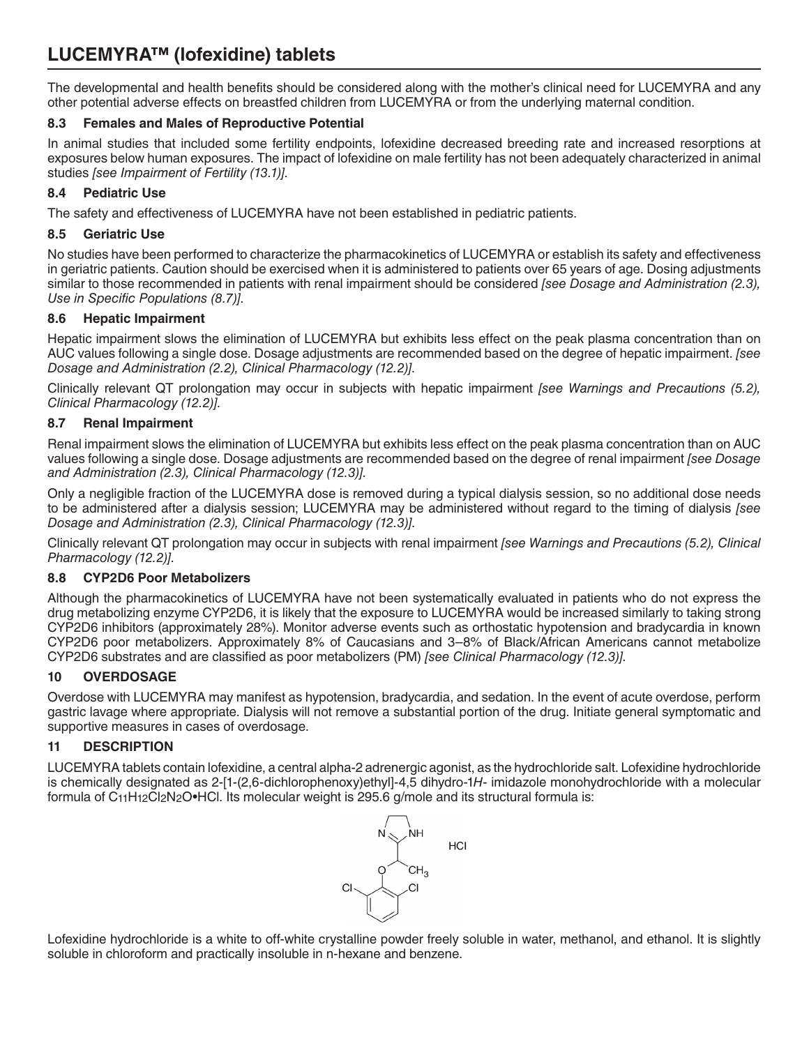The developmental and health benefits should be considered along with the mother's clinical need for LUCEMYRA and any other potential adverse effects on breastfed children from LUCEMYRA or from the underlying maternal condition.

### 8.3 Females and Males of Reproductive Potential

In animal studies that included some fertility endpoints, lofexidine decreased breeding rate and increased resorptions at exposures below human exposures. The impact of lofexidine on male fertility has not been adequately characterized in animal studies *[see Impairment of Fertility (13.1)]*.

### 8.4 Pediatric Use

The safety and effectiveness of LUCEMYRA have not been established in pediatric patients.

### 8.5 Geriatric Use

No studies have been performed to characterize the pharmacokinetics of LUCEMYRA or establish its safety and effectiveness in geriatric patients. Caution should be exercised when it is administered to patients over 65 years of age. Dosing adjustments similar to those recommended in patients with renal impairment should be considered *[see Dosage and Administration (2.3), Use in Specific Populations (8.7)]*.

### 8.6 Hepatic Impairment

Hepatic impairment slows the elimination of LUCEMYRA but exhibits less effect on the peak plasma concentration than on AUC values following a single dose. Dosage adjustments are recommended based on the degree of hepatic impairment. *[see Dosage and Administration (2.2), Clinical Pharmacology (12.2)]*.

Clinically relevant QT prolongation may occur in subjects with hepatic impairment *[see Warnings and Precautions (5.2), Clinical Pharmacology (12.2)]*.

### 8.7 Renal Impairment

Renal impairment slows the elimination of LUCEMYRA but exhibits less effect on the peak plasma concentration than on AUC values following a single dose. Dosage adjustments are recommended based on the degree of renal impairment *[see Dosage and Administration (2.3), Clinical Pharmacology (12.3)]*.

Only a negligible fraction of the LUCEMYRA dose is removed during a typical dialysis session, so no additional dose needs to be administered after a dialysis session; LUCEMYRA may be administered without regard to the timing of dialysis *[see Dosage and Administration (2.3), Clinical Pharmacology (12.3)]*.

Clinically relevant QT prolongation may occur in subjects with renal impairment *[see Warnings and Precautions (5.2), Clinical Pharmacology (12.2)]*.

### 8.8 CYP2D6 Poor Metabolizers

Although the pharmacokinetics of LUCEMYRA have not been systematically evaluated in patients who do not express the drug metabolizing enzyme CYP2D6, it is likely that the exposure to LUCEMYRA would be increased similarly to taking strong CYP2D6 inhibitors (approximately 28%). Monitor adverse events such as orthostatic hypotension and bradycardia in known CYP2D6 poor metabolizers. Approximately 8% of Caucasians and 3–8% of Black/African Americans cannot metabolize CYP2D6 substrates and are classified as poor metabolizers (PM) *[see Clinical Pharmacology (12.3)]*.

## 10 OVERDOSAGE

Overdose with LUCEMYRA may manifest as hypotension, bradycardia, and sedation. In the event of acute overdose, perform gastric lavage where appropriate. Dialysis will not remove a substantial portion of the drug. Initiate general symptomatic and supportive measures in cases of overdosage.

## 11 DESCRIPTION

LUCEMYRA tablets contain lofexidine, a central alpha-2 adrenergic agonist, as the hydrochloride salt. Lofexidine hydrochloride is chemically designated as 2-[1-(2,6-dichlorophenoxy)ethyl]-4,5 dihydro-1*H*- imidazole monohydrochloride with a molecular formula of $C_{11}H_{12}Cl_2N_2O$•HCl. Its molecular weight is 295.6 g/mole and its structural formula is:

Lofexidine hydrochloride is a white to off-white crystalline powder freely soluble in water, methanol, and ethanol. It is slightly soluble in chloroform and practically insoluble in n-hexane and benzene.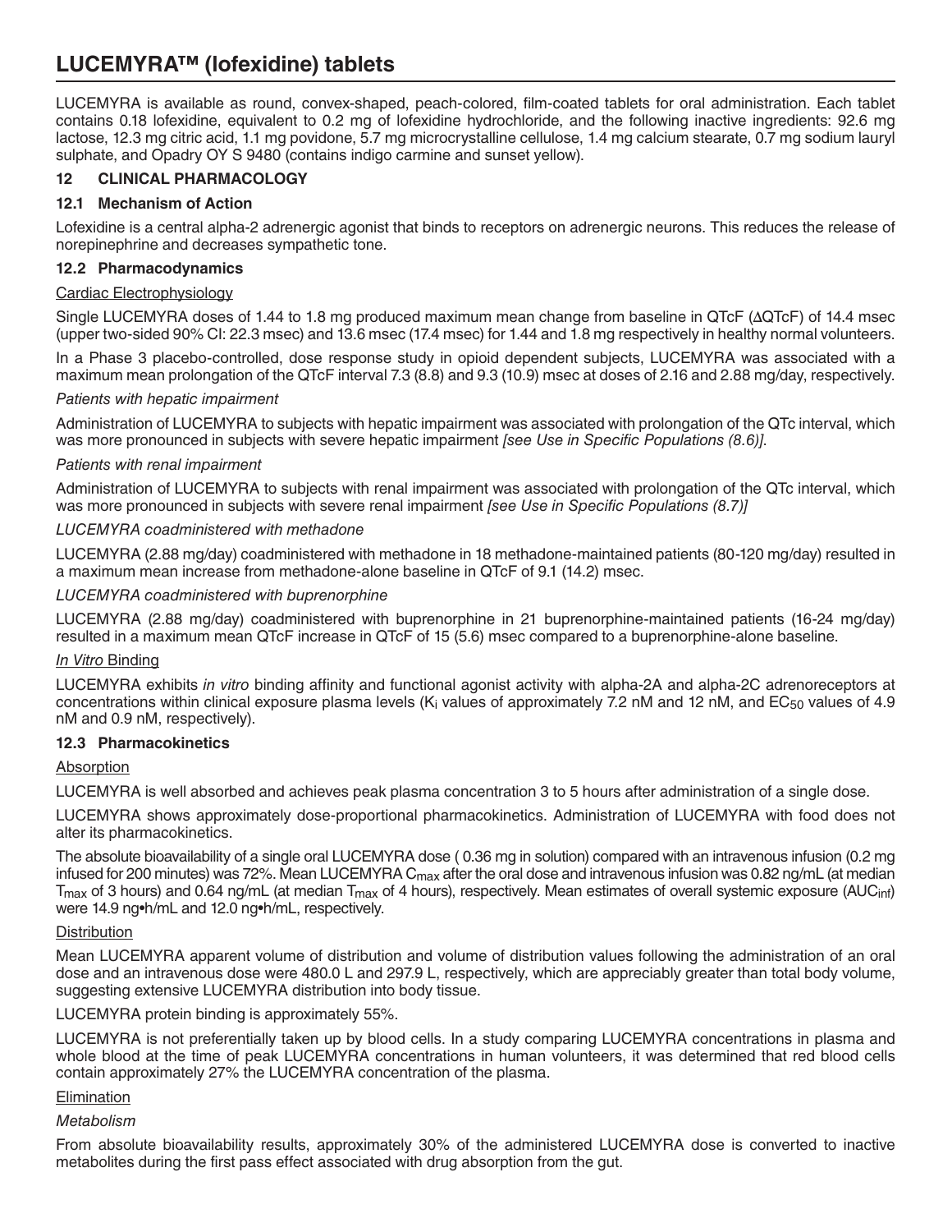# LUCEMYRA™ (lofexidine) tablets

LUCEMYRA is available as round, convex-shaped, peach-colored, film-coated tablets for oral administration. Each tablet contains 0.18 lofexidine, equivalent to 0.2 mg of lofexidine hydrochloride, and the following inactive ingredients: 92.6 mg lactose, 12.3 mg citric acid, 1.1 mg povidone, 5.7 mg microcrystalline cellulose, 1.4 mg calcium stearate, 0.7 mg sodium lauryl sulphate, and Opadry OY S 9480 (contains indigo carmine and sunset yellow).

## 12 CLINICAL PHARMACOLOGY

### 12.1 Mechanism of Action

Lofexidine is a central alpha-2 adrenergic agonist that binds to receptors on adrenergic neurons. This reduces the release of norepinephrine and decreases sympathetic tone.

### 12.2 Pharmacodynamics

Cardiac Electrophysiology

Single LUCEMYRA doses of 1.44 to 1.8 mg produced maximum mean change from baseline in QTcF (ΔQTcF) of 14.4 msec (upper two-sided 90% CI: 22.3 msec) and 13.6 msec (17.4 msec) for 1.44 and 1.8 mg respectively in healthy normal volunteers.

In a Phase 3 placebo-controlled, dose response study in opioid dependent subjects, LUCEMYRA was associated with a maximum mean prolongation of the QTcF interval 7.3 (8.8) and 9.3 (10.9) msec at doses of 2.16 and 2.88 mg/day, respectively.

*Patients with hepatic impairment*

Administration of LUCEMYRA to subjects with hepatic impairment was associated with prolongation of the QTc interval, which was more pronounced in subjects with severe hepatic impairment *[see Use in Specific Populations (8.6)]*.

*Patients with renal impairment*

Administration of LUCEMYRA to subjects with renal impairment was associated with prolongation of the QTc interval, which was more pronounced in subjects with severe renal impairment *[see Use in Specific Populations (8.7)]*

*LUCEMYRA coadministered with methadone*

LUCEMYRA (2.88 mg/day) coadministered with methadone in 18 methadone-maintained patients (80-120 mg/day) resulted in a maximum mean increase from methadone-alone baseline in QTcF of 9.1 (14.2) msec.

*LUCEMYRA coadministered with buprenorphine*

LUCEMYRA (2.88 mg/day) coadministered with buprenorphine in 21 buprenorphine-maintained patients (16-24 mg/day) resulted in a maximum mean QTcF increase in QTcF of 15 (5.6) msec compared to a buprenorphine-alone baseline.

*In Vitro* Binding

LUCEMYRA exhibits *in vitro* binding affinity and functional agonist activity with alpha-2A and alpha-2C adrenoreceptors at concentrations within clinical exposure plasma levels ($K_i$ values of approximately 7.2 nM and 12 nM, and $EC_{50}$ values of 4.9 nM and 0.9 nM, respectively).

### 12.3 Pharmacokinetics

Absorption

LUCEMYRA is well absorbed and achieves peak plasma concentration 3 to 5 hours after administration of a single dose.

LUCEMYRA shows approximately dose-proportional pharmacokinetics. Administration of LUCEMYRA with food does not alter its pharmacokinetics.

The absolute bioavailability of a single oral LUCEMYRA dose ( 0.36 mg in solution) compared with an intravenous infusion (0.2 mg infused for 200 minutes) was 72%. Mean LUCEMYRA $C_{max}$ after the oral dose and intravenous infusion was 0.82 ng/mL (at median $T_{max}$ of 3 hours) and 0.64 ng/mL (at median $T_{max}$ of 4 hours), respectively. Mean estimates of overall systemic exposure ($AUC_{inf}$) were 14.9 ng•h/mL and 12.0 ng•h/mL, respectively.

Distribution

Mean LUCEMYRA apparent volume of distribution and volume of distribution values following the administration of an oral dose and an intravenous dose were 480.0 L and 297.9 L, respectively, which are appreciably greater than total body volume, suggesting extensive LUCEMYRA distribution into body tissue.

LUCEMYRA protein binding is approximately 55%.

LUCEMYRA is not preferentially taken up by blood cells. In a study comparing LUCEMYRA concentrations in plasma and whole blood at the time of peak LUCEMYRA concentrations in human volunteers, it was determined that red blood cells contain approximately 27% the LUCEMYRA concentration of the plasma.

Elimination

*Metabolism*

From absolute bioavailability results, approximately 30% of the administered LUCEMYRA dose is converted to inactive metabolites during the first pass effect associated with drug absorption from the gut.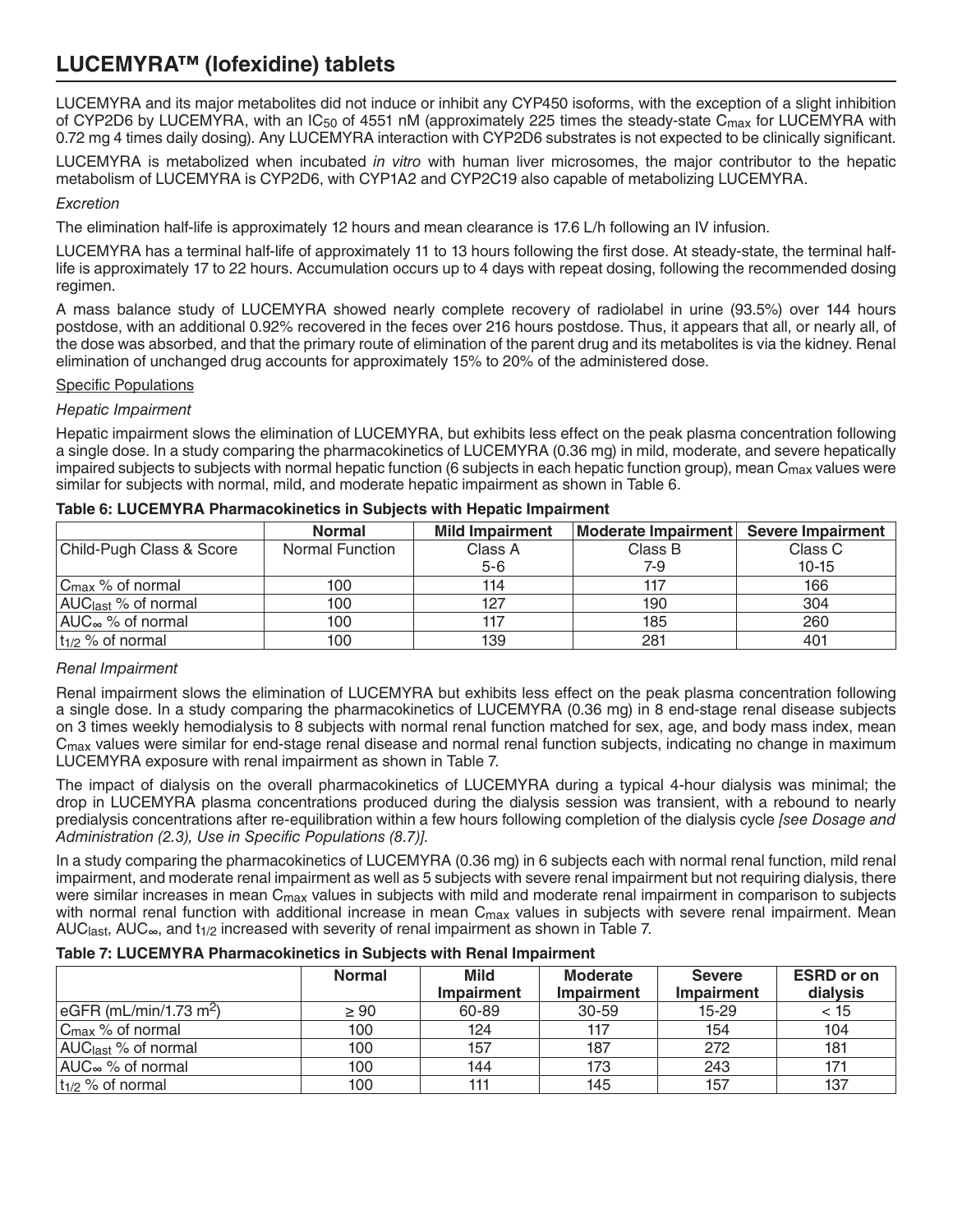# LUCEMYRA™ (lofexidine) tablets

LUCEMYRA and its major metabolites did not induce or inhibit any CYP450 isoforms, with the exception of a slight inhibition of CYP2D6 by LUCEMYRA, with an $IC_{50}$ of 4551 nM (approximately 225 times the steady-state $C_{max}$ for LUCEMYRA with 0.72 mg 4 times daily dosing). Any LUCEMYRA interaction with CYP2D6 substrates is not expected to be clinically significant.

LUCEMYRA is metabolized when incubated *in vitro* with human liver microsomes, the major contributor to the hepatic metabolism of LUCEMYRA is CYP2D6, with CYP1A2 and CYP2C19 also capable of metabolizing LUCEMYRA.

*Excretion*

The elimination half-life is approximately 12 hours and mean clearance is 17.6 L/h following an IV infusion.

LUCEMYRA has a terminal half-life of approximately 11 to 13 hours following the first dose. At steady-state, the terminal half-life is approximately 17 to 22 hours. Accumulation occurs up to 4 days with repeat dosing, following the recommended dosing regimen.

A mass balance study of LUCEMYRA showed nearly complete recovery of radiolabel in urine (93.5%) over 144 hours postdose, with an additional 0.92% recovered in the feces over 216 hours postdose. Thus, it appears that all, or nearly all, of the dose was absorbed, and that the primary route of elimination of the parent drug and its metabolites is via the kidney. Renal elimination of unchanged drug accounts for approximately 15% to 20% of the administered dose.

Specific Populations

*Hepatic Impairment*

Hepatic impairment slows the elimination of LUCEMYRA, but exhibits less effect on the peak plasma concentration following a single dose. In a study comparing the pharmacokinetics of LUCEMYRA (0.36 mg) in mild, moderate, and severe hepatically impaired subjects to subjects with normal hepatic function (6 subjects in each hepatic function group), mean $C_{max}$ values were similar for subjects with normal, mild, and moderate hepatic impairment as shown in Table 6.

**Table 6: LUCEMYRA Pharmacokinetics in Subjects with Hepatic Impairment**

| | Normal | Mild Impairment | Moderate Impairment | Severe Impairment |
|---|---|---|---|---|
| Child-Pugh Class & Score | Normal Function | Class A 5-6 | Class B 7-9 | Class C 10-15 |
| $C_{max}$ % of normal | 100 | 114 | 117 | 166 |
| $AUC_{last}$ % of normal | 100 | 127 | 190 | 304 |
| $AUC_{\infty}$ % of normal | 100 | 117 | 185 | 260 |
| $t_{1/2}$ % of normal | 100 | 139 | 281 | 401 |

*Renal Impairment*

Renal impairment slows the elimination of LUCEMYRA but exhibits less effect on the peak plasma concentration following a single dose. In a study comparing the pharmacokinetics of LUCEMYRA (0.36 mg) in 8 end-stage renal disease subjects on 3 times weekly hemodialysis to 8 subjects with normal renal function matched for sex, age, and body mass index, mean $C_{max}$ values were similar for end-stage renal disease and normal renal function subjects, indicating no change in maximum LUCEMYRA exposure with renal impairment as shown in Table 7.

The impact of dialysis on the overall pharmacokinetics of LUCEMYRA during a typical 4-hour dialysis was minimal; the drop in LUCEMYRA plasma concentrations produced during the dialysis session was transient, with a rebound to nearly predialysis concentrations after re-equilibration within a few hours following completion of the dialysis cycle *[see Dosage and Administration (2.3), Use in Specific Populations (8.7)]*.

In a study comparing the pharmacokinetics of LUCEMYRA (0.36 mg) in 6 subjects each with normal renal function, mild renal impairment, and moderate renal impairment as well as 5 subjects with severe renal impairment but not requiring dialysis, there were similar increases in mean $C_{max}$ values in subjects with mild and moderate renal impairment in comparison to subjects with normal renal function with additional increase in mean $C_{max}$ values in subjects with severe renal impairment. Mean $AUC_{last}$, $AUC_{\infty}$, and $t_{1/2}$ increased with severity of renal impairment as shown in Table 7.

**Table 7: LUCEMYRA Pharmacokinetics in Subjects with Renal Impairment**

| | Normal | Mild Impairment | Moderate Impairment | Severe Impairment | ESRD or on dialysis |
|---|---|---|---|---|---|
| eGFR (mL/min/1.73 $m^2$) | ≥ 90 | 60-89 | 30-59 | 15-29 | < 15 |
| $C_{max}$ % of normal | 100 | 124 | 117 | 154 | 104 |
| $AUC_{last}$ % of normal | 100 | 157 | 187 | 272 | 181 |
| $AUC_{\infty}$ % of normal | 100 | 144 | 173 | 243 | 171 |
| $t_{1/2}$ % of normal | 100 | 111 | 145 | 157 | 137 |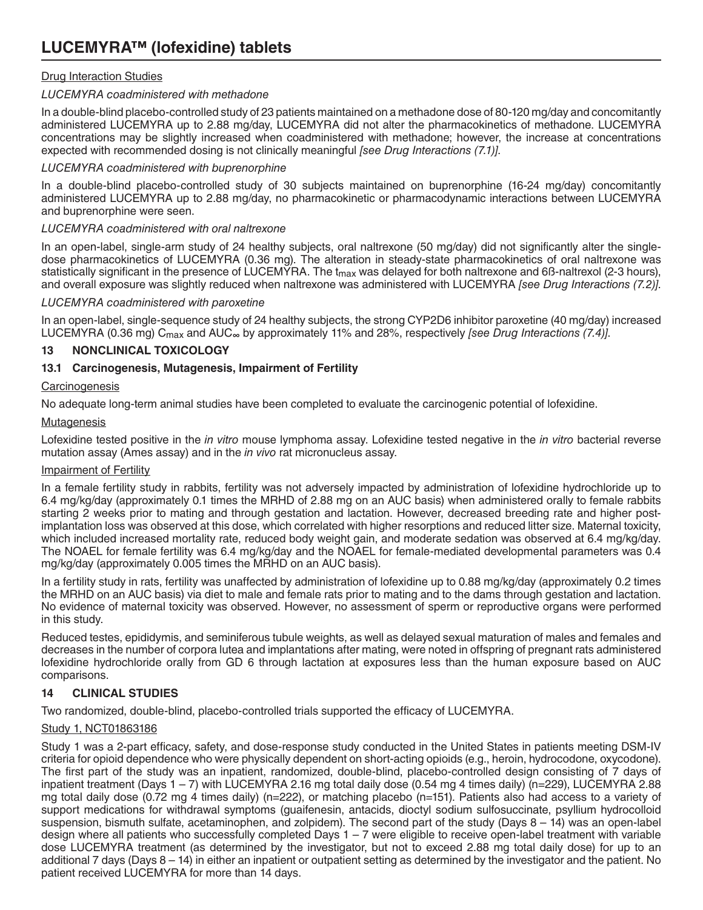Drug Interaction Studies

*LUCEMYRA coadministered with methadone*

In a double-blind placebo-controlled study of 23 patients maintained on a methadone dose of 80-120 mg/day and concomitantly administered LUCEMYRA up to 2.88 mg/day, LUCEMYRA did not alter the pharmacokinetics of methadone. LUCEMYRA concentrations may be slightly increased when coadministered with methadone; however, the increase at concentrations expected with recommended dosing is not clinically meaningful *[see Drug Interactions (7.1)]*.

*LUCEMYRA coadministered with buprenorphine*

In a double-blind placebo-controlled study of 30 subjects maintained on buprenorphine (16-24 mg/day) concomitantly administered LUCEMYRA up to 2.88 mg/day, no pharmacokinetic or pharmacodynamic interactions between LUCEMYRA and buprenorphine were seen.

*LUCEMYRA coadministered with oral naltrexone*

In an open-label, single-arm study of 24 healthy subjects, oral naltrexone (50 mg/day) did not significantly alter the single-dose pharmacokinetics of LUCEMYRA (0.36 mg). The alteration in steady-state pharmacokinetics of oral naltrexone was statistically significant in the presence of LUCEMYRA. The $t_{max}$ was delayed for both naltrexone and 6ß-naltrexol (2-3 hours), and overall exposure was slightly reduced when naltrexone was administered with LUCEMYRA *[see Drug Interactions (7.2)]*.

*LUCEMYRA coadministered with paroxetine*

In an open-label, single-sequence study of 24 healthy subjects, the strong CYP2D6 inhibitor paroxetine (40 mg/day) increased LUCEMYRA (0.36 mg) $C_{max}$ and $AUC_{\infty}$ by approximately 11% and 28%, respectively *[see Drug Interactions (7.4)]*.

## 13 NONCLINICAL TOXICOLOGY

### 13.1 Carcinogenesis, Mutagenesis, Impairment of Fertility

Carcinogenesis

No adequate long-term animal studies have been completed to evaluate the carcinogenic potential of lofexidine.

Mutagenesis

Lofexidine tested positive in the *in vitro* mouse lymphoma assay. Lofexidine tested negative in the *in vitro* bacterial reverse mutation assay (Ames assay) and in the *in vivo* rat micronucleus assay.

Impairment of Fertility

In a female fertility study in rabbits, fertility was not adversely impacted by administration of lofexidine hydrochloride up to 6.4 mg/kg/day (approximately 0.1 times the MRHD of 2.88 mg on an AUC basis) when administered orally to female rabbits starting 2 weeks prior to mating and through gestation and lactation. However, decreased breeding rate and higher post-implantation loss was observed at this dose, which correlated with higher resorptions and reduced litter size. Maternal toxicity, which included increased mortality rate, reduced body weight gain, and moderate sedation was observed at 6.4 mg/kg/day. The NOAEL for female fertility was 6.4 mg/kg/day and the NOAEL for female-mediated developmental parameters was 0.4 mg/kg/day (approximately 0.005 times the MRHD on an AUC basis).

In a fertility study in rats, fertility was unaffected by administration of lofexidine up to 0.88 mg/kg/day (approximately 0.2 times the MRHD on an AUC basis) via diet to male and female rats prior to mating and to the dams through gestation and lactation. No evidence of maternal toxicity was observed. However, no assessment of sperm or reproductive organs were performed in this study.

Reduced testes, epididymis, and seminiferous tubule weights, as well as delayed sexual maturation of males and females and decreases in the number of corpora lutea and implantations after mating, were noted in offspring of pregnant rats administered lofexidine hydrochloride orally from GD 6 through lactation at exposures less than the human exposure based on AUC comparisons.

## 14 CLINICAL STUDIES

Two randomized, double-blind, placebo-controlled trials supported the efficacy of LUCEMYRA.

Study 1, NCT01863186

Study 1 was a 2-part efficacy, safety, and dose-response study conducted in the United States in patients meeting DSM-IV criteria for opioid dependence who were physically dependent on short-acting opioids (e.g., heroin, hydrocodone, oxycodone). The first part of the study was an inpatient, randomized, double-blind, placebo-controlled design consisting of 7 days of inpatient treatment (Days 1 – 7) with LUCEMYRA 2.16 mg total daily dose (0.54 mg 4 times daily) (n=229), LUCEMYRA 2.88 mg total daily dose (0.72 mg 4 times daily) (n=222), or matching placebo (n=151). Patients also had access to a variety of support medications for withdrawal symptoms (guaifenesin, antacids, dioctyl sodium sulfosuccinate, psyllium hydrocolloid suspension, bismuth sulfate, acetaminophen, and zolpidem). The second part of the study (Days 8 – 14) was an open-label design where all patients who successfully completed Days 1 – 7 were eligible to receive open-label treatment with variable dose LUCEMYRA treatment (as determined by the investigator, but not to exceed 2.88 mg total daily dose) for up to an additional 7 days (Days 8 – 14) in either an inpatient or outpatient setting as determined by the investigator and the patient. No patient received LUCEMYRA for more than 14 days.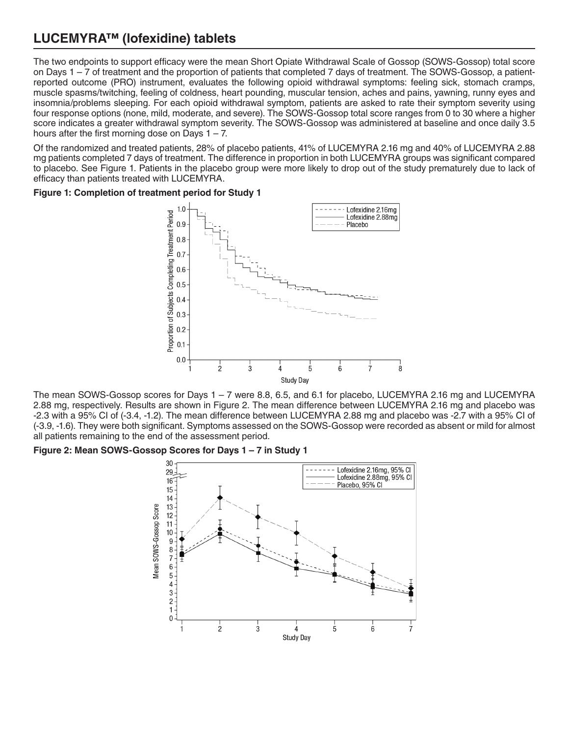## LUCEMYRA™ (lofexidine) tablets

The two endpoints to support efficacy were the mean Short Opiate Withdrawal Scale of Gossop (SOWS-Gossop) total score on Days 1 – 7 of treatment and the proportion of patients that completed 7 days of treatment. The SOWS-Gossop, a patient-reported outcome (PRO) instrument, evaluates the following opioid withdrawal symptoms: feeling sick, stomach cramps, muscle spasms/twitching, feeling of coldness, heart pounding, muscular tension, aches and pains, yawning, runny eyes and insomnia/problems sleeping. For each opioid withdrawal symptom, patients are asked to rate their symptom severity using four response options (none, mild, moderate, and severe). The SOWS-Gossop total score ranges from 0 to 30 where a higher score indicates a greater withdrawal symptom severity. The SOWS-Gossop was administered at baseline and once daily 3.5 hours after the first morning dose on Days 1 – 7.

Of the randomized and treated patients, 28% of placebo patients, 41% of LUCEMYRA 2.16 mg and 40% of LUCEMYRA 2.88 mg patients completed 7 days of treatment. The difference in proportion in both LUCEMYRA groups was significant compared to placebo. See Figure 1. Patients in the placebo group were more likely to drop out of the study prematurely due to lack of efficacy than patients treated with LUCEMYRA.

**Figure 1: Completion of treatment period for Study 1**

The mean SOWS-Gossop scores for Days 1 – 7 were 8.8, 6.5, and 6.1 for placebo, LUCEMYRA 2.16 mg and LUCEMYRA 2.88 mg, respectively. Results are shown in Figure 2. The mean difference between LUCEMYRA 2.16 mg and placebo was -2.3 with a 95% CI of (-3.4, -1.2). The mean difference between LUCEMYRA 2.88 mg and placebo was -2.7 with a 95% CI of (-3.9, -1.6). They were both significant. Symptoms assessed on the SOWS-Gossop were recorded as absent or mild for almost all patients remaining to the end of the assessment period.

**Figure 2: Mean SOWS-Gossop Scores for Days 1 – 7 in Study 1**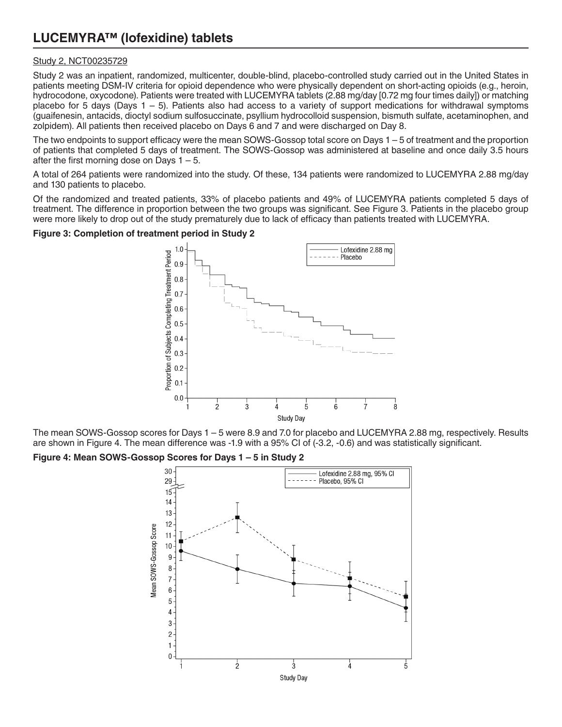Study 2, NCT00235729

Study 2 was an inpatient, randomized, multicenter, double-blind, placebo-controlled study carried out in the United States in patients meeting DSM-IV criteria for opioid dependence who were physically dependent on short-acting opioids (e.g., heroin, hydrocodone, oxycodone). Patients were treated with LUCEMYRA tablets (2.88 mg/day [0.72 mg four times daily]) or matching placebo for 5 days (Days 1 – 5). Patients also had access to a variety of support medications for withdrawal symptoms (guaifenesin, antacids, dioctyl sodium sulfosuccinate, psyllium hydrocolloid suspension, bismuth sulfate, acetaminophen, and zolpidem). All patients then received placebo on Days 6 and 7 and were discharged on Day 8.

The two endpoints to support efficacy were the mean SOWS-Gossop total score on Days 1 – 5 of treatment and the proportion of patients that completed 5 days of treatment. The SOWS-Gossop was administered at baseline and once daily 3.5 hours after the first morning dose on Days 1 – 5.

A total of 264 patients were randomized into the study. Of these, 134 patients were randomized to LUCEMYRA 2.88 mg/day and 130 patients to placebo.

Of the randomized and treated patients, 33% of placebo patients and 49% of LUCEMYRA patients completed 5 days of treatment. The difference in proportion between the two groups was significant. See Figure 3. Patients in the placebo group were more likely to drop out of the study prematurely due to lack of efficacy than patients treated with LUCEMYRA.

**Figure 3: Completion of treatment period in Study 2**

The mean SOWS-Gossop scores for Days 1 – 5 were 8.9 and 7.0 for placebo and LUCEMYRA 2.88 mg, respectively. Results are shown in Figure 4. The mean difference was -1.9 with a 95% CI of (-3.2, -0.6) and was statistically significant.

**Figure 4: Mean SOWS-Gossop Scores for Days 1 – 5 in Study 2**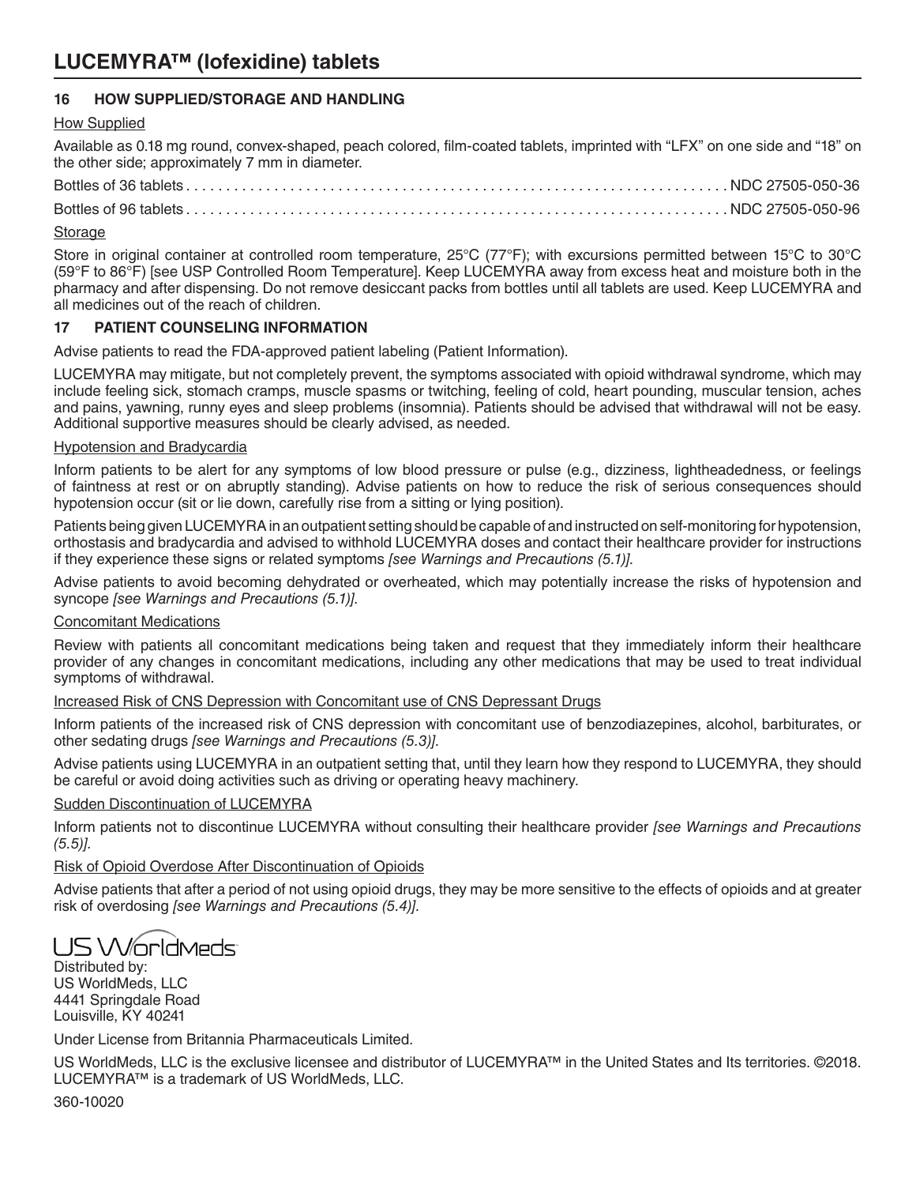## 16 HOW SUPPLIED/STORAGE AND HANDLING

How Supplied

Available as 0.18 mg round, convex-shaped, peach colored, film-coated tablets, imprinted with "LFX" on one side and "18" on the other side; approximately 7 mm in diameter.

Bottles of 36 tablets . . . . . . . . . . . . . . . . . . . . . . . . . . . . . . . . . . . . . . . . . . . . . . . . . . . . . . . . . . . . . . . . . . . NDC 27505-050-36

Bottles of 96 tablets . . . . . . . . . . . . . . . . . . . . . . . . . . . . . . . . . . . . . . . . . . . . . . . . . . . . . . . . . . . . . . . . . . . NDC 27505-050-96

Storage

Store in original container at controlled room temperature, 25°C (77°F); with excursions permitted between 15°C to 30°C (59°F to 86°F) [see USP Controlled Room Temperature]. Keep LUCEMYRA away from excess heat and moisture both in the pharmacy and after dispensing. Do not remove desiccant packs from bottles until all tablets are used. Keep LUCEMYRA and all medicines out of the reach of children.

## 17 PATIENT COUNSELING INFORMATION

Advise patients to read the FDA-approved patient labeling (Patient Information).

LUCEMYRA may mitigate, but not completely prevent, the symptoms associated with opioid withdrawal syndrome, which may include feeling sick, stomach cramps, muscle spasms or twitching, feeling of cold, heart pounding, muscular tension, aches and pains, yawning, runny eyes and sleep problems (insomnia). Patients should be advised that withdrawal will not be easy. Additional supportive measures should be clearly advised, as needed.

Hypotension and Bradycardia

Inform patients to be alert for any symptoms of low blood pressure or pulse (e.g., dizziness, lightheadedness, or feelings of faintness at rest or on abruptly standing). Advise patients on how to reduce the risk of serious consequences should hypotension occur (sit or lie down, carefully rise from a sitting or lying position).

Patients being given LUCEMYRA in an outpatient setting should be capable of and instructed on self-monitoring for hypotension, orthostasis and bradycardia and advised to withhold LUCEMYRA doses and contact their healthcare provider for instructions if they experience these signs or related symptoms *[see Warnings and Precautions (5.1)]*.

Advise patients to avoid becoming dehydrated or overheated, which may potentially increase the risks of hypotension and syncope *[see Warnings and Precautions (5.1)]*.

Concomitant Medications

Review with patients all concomitant medications being taken and request that they immediately inform their healthcare provider of any changes in concomitant medications, including any other medications that may be used to treat individual symptoms of withdrawal.

Increased Risk of CNS Depression with Concomitant use of CNS Depressant Drugs

Inform patients of the increased risk of CNS depression with concomitant use of benzodiazepines, alcohol, barbiturates, or other sedating drugs *[see Warnings and Precautions (5.3)]*.

Advise patients using LUCEMYRA in an outpatient setting that, until they learn how they respond to LUCEMYRA, they should be careful or avoid doing activities such as driving or operating heavy machinery.

Sudden Discontinuation of LUCEMYRA

Inform patients not to discontinue LUCEMYRA without consulting their healthcare provider *[see Warnings and Precautions (5.5)]*.

Risk of Opioid Overdose After Discontinuation of Opioids

Advise patients that after a period of not using opioid drugs, they may be more sensitive to the effects of opioids and at greater risk of overdosing *[see Warnings and Precautions (5.4)]*.

US WorldMeds

Distributed by:
US WorldMeds, LLC
4441 Springdale Road
Louisville, KY 40241

Under License from Britannia Pharmaceuticals Limited.

US WorldMeds, LLC is the exclusive licensee and distributor of LUCEMYRA™ in the United States and Its territories. ©2018. LUCEMYRA™ is a trademark of US WorldMeds, LLC.

360-10020